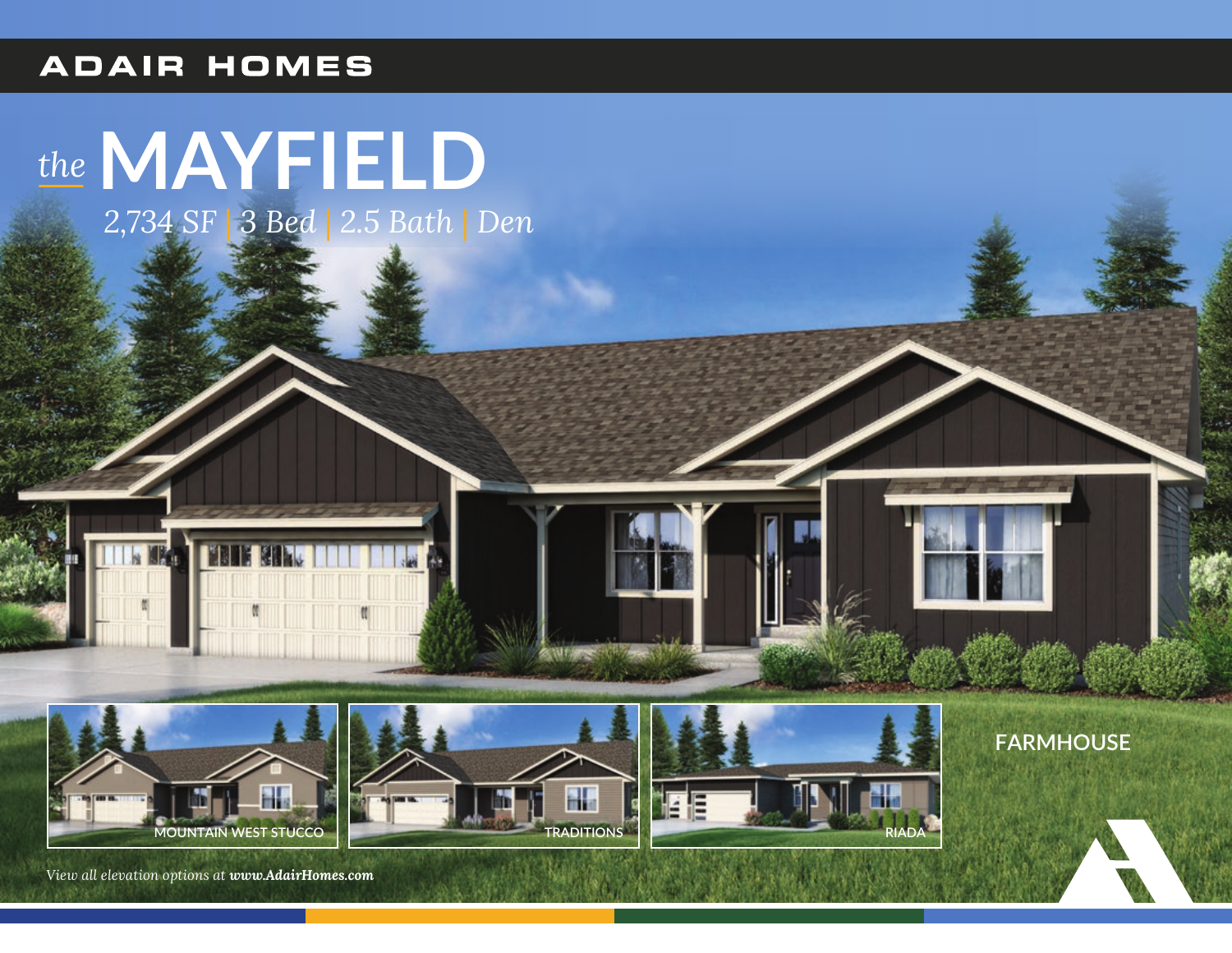ADAIR HOMES

# *the* MAYFIELD

*2,734 SF | 3 Bed | 2.5 Bath | Den*

MOUNTAIN WEST STUCCO

TRADITIONS

RIADA

FARMHOUSE

*View all elevation options at **www.AdairHomes.com***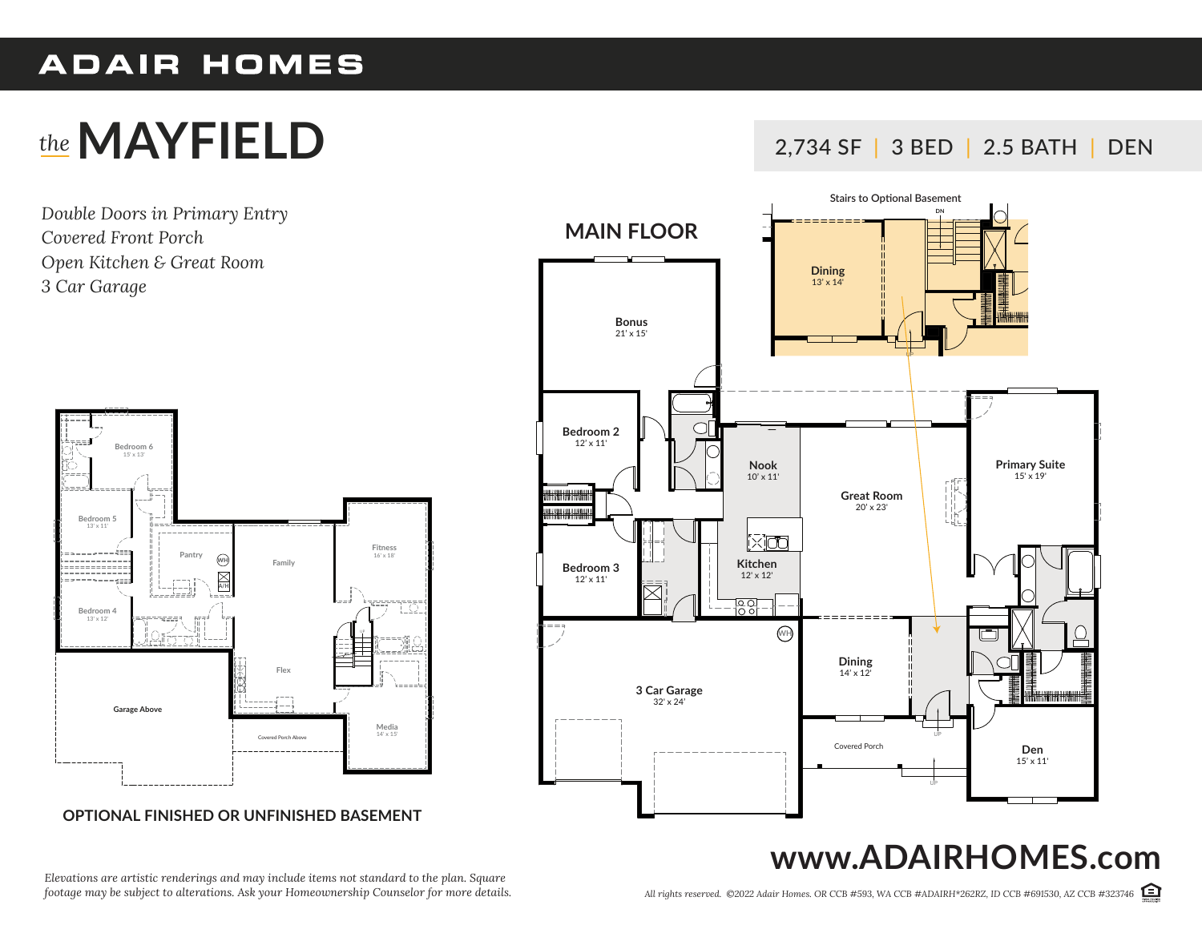# ADAIR HOMES

# *the* MAYFIELD

2,734 SF | 3 BED | 2.5 BATH | DEN

*Double Doors in Primary Entry*
*Covered Front Porch*
*Open Kitchen & Great Room*
*3 Car Garage*

## MAIN FLOOR

Stairs to Optional Basement

DN

Dining
13' x 14'

UP

Bonus
21' x 15'

Bedroom 2
12' x 11'

Bedroom 3
12' x 11'

Nook
10' x 11'

Kitchen
12' x 12'

Great Room
20' x 23'

Primary Suite
15' x 19'

WH

3 Car Garage
32' x 24'

Dining
14' x 12'

Covered Porch

UP

UP

Den
15' x 11'

Bedroom 6
15' x 13'

Bedroom 5
13' x 11'

Bedroom 4
13' x 12'

Pantry

WH

A/H

Family

Fitness
16' x 18'

UP

Flex

Garage Above

Covered Porch Above

Media
14' x 15'

**OPTIONAL FINISHED OR UNFINISHED BASEMENT**

**www.ADAIRHOMES.com**

*Elevations are artistic renderings and may include items not standard to the plan. Square footage may be subject to alterations. Ask your Homeownership Counselor for more details.*

*All rights reserved. ©2022 Adair Homes. OR CCB #593, WA CCB #ADAIRH*262RZ, ID CCB #691530, AZ CCB #323746*